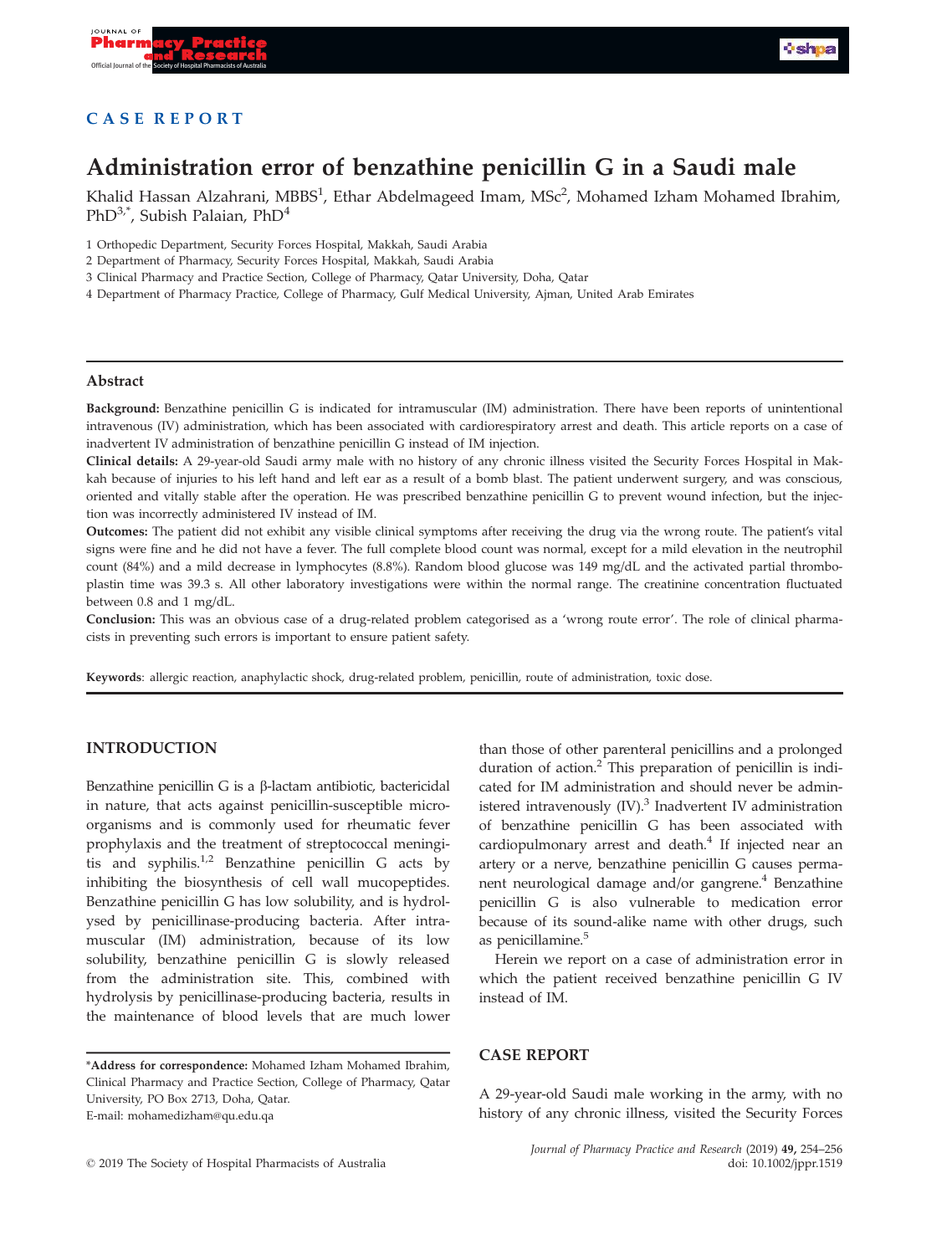**CASE REPORT**

# Administration error of benzathine penicillin G in a Saudi male

Khalid Hassan Alzahrani, MBBS[1], Ethar Abdelmageed Imam, MSc[2], Mohamed Izham Mohamed Ibrahim, PhD[3,*], Subish Palaian, PhD[4]

1 Orthopedic Department, Security Forces Hospital, Makkah, Saudi Arabia
2 Department of Pharmacy, Security Forces Hospital, Makkah, Saudi Arabia
3 Clinical Pharmacy and Practice Section, College of Pharmacy, Qatar University, Doha, Qatar
4 Department of Pharmacy Practice, College of Pharmacy, Gulf Medical University, Ajman, United Arab Emirates

## Abstract

**Background:** Benzathine penicillin G is indicated for intramuscular (IM) administration. There have been reports of unintentional intravenous (IV) administration, which has been associated with cardiorespiratory arrest and death. This article reports on a case of inadvertent IV administration of benzathine penicillin G instead of IM injection.

**Clinical details:** A 29-year-old Saudi army male with no history of any chronic illness visited the Security Forces Hospital in Makkah because of injuries to his left hand and left ear as a result of a bomb blast. The patient underwent surgery, and was conscious, oriented and vitally stable after the operation. He was prescribed benzathine penicillin G to prevent wound infection, but the injection was incorrectly administered IV instead of IM.

**Outcomes:** The patient did not exhibit any visible clinical symptoms after receiving the drug via the wrong route. The patient's vital signs were fine and he did not have a fever. The full complete blood count was normal, except for a mild elevation in the neutrophil count (84%) and a mild decrease in lymphocytes (8.8%). Random blood glucose was 149 mg/dL and the activated partial thromboplastin time was 39.3 s. All other laboratory investigations were within the normal range. The creatinine concentration fluctuated between 0.8 and 1 mg/dL.

**Conclusion:** This was an obvious case of a drug-related problem categorised as a 'wrong route error'. The role of clinical pharmacists in preventing such errors is important to ensure patient safety.

**Keywords**: allergic reaction, anaphylactic shock, drug-related problem, penicillin, route of administration, toxic dose.

## INTRODUCTION

Benzathine penicillin G is a β-lactam antibiotic, bactericidal in nature, that acts against penicillin-susceptible microorganisms and is commonly used for rheumatic fever prophylaxis and the treatment of streptococcal meningitis and syphilis.[1,2] Benzathine penicillin G acts by inhibiting the biosynthesis of cell wall mucopeptides. Benzathine penicillin G has low solubility, and is hydrolysed by penicillinase-producing bacteria. After intramuscular (IM) administration, because of its low solubility, benzathine penicillin G is slowly released from the administration site. This, combined with hydrolysis by penicillinase-producing bacteria, results in the maintenance of blood levels that are much lower than those of other parenteral penicillins and a prolonged duration of action.[2] This preparation of penicillin is indicated for IM administration and should never be administered intravenously (IV).[3] Inadvertent IV administration of benzathine penicillin G has been associated with cardiopulmonary arrest and death.[4] If injected near an artery or a nerve, benzathine penicillin G causes permanent neurological damage and/or gangrene.[4] Benzathine penicillin G is also vulnerable to medication error because of its sound-alike name with other drugs, such as penicillamine.[5]

Herein we report on a case of administration error in which the patient received benzathine penicillin G IV instead of IM.

*Address for correspondence: Mohamed Izham Mohamed Ibrahim, Clinical Pharmacy and Practice Section, College of Pharmacy, Qatar University, PO Box 2713, Doha, Qatar.
E-mail: mohamedizham@qu.edu.qa

## CASE REPORT

A 29-year-old Saudi male working in the army, with no history of any chronic illness, visited the Security Forces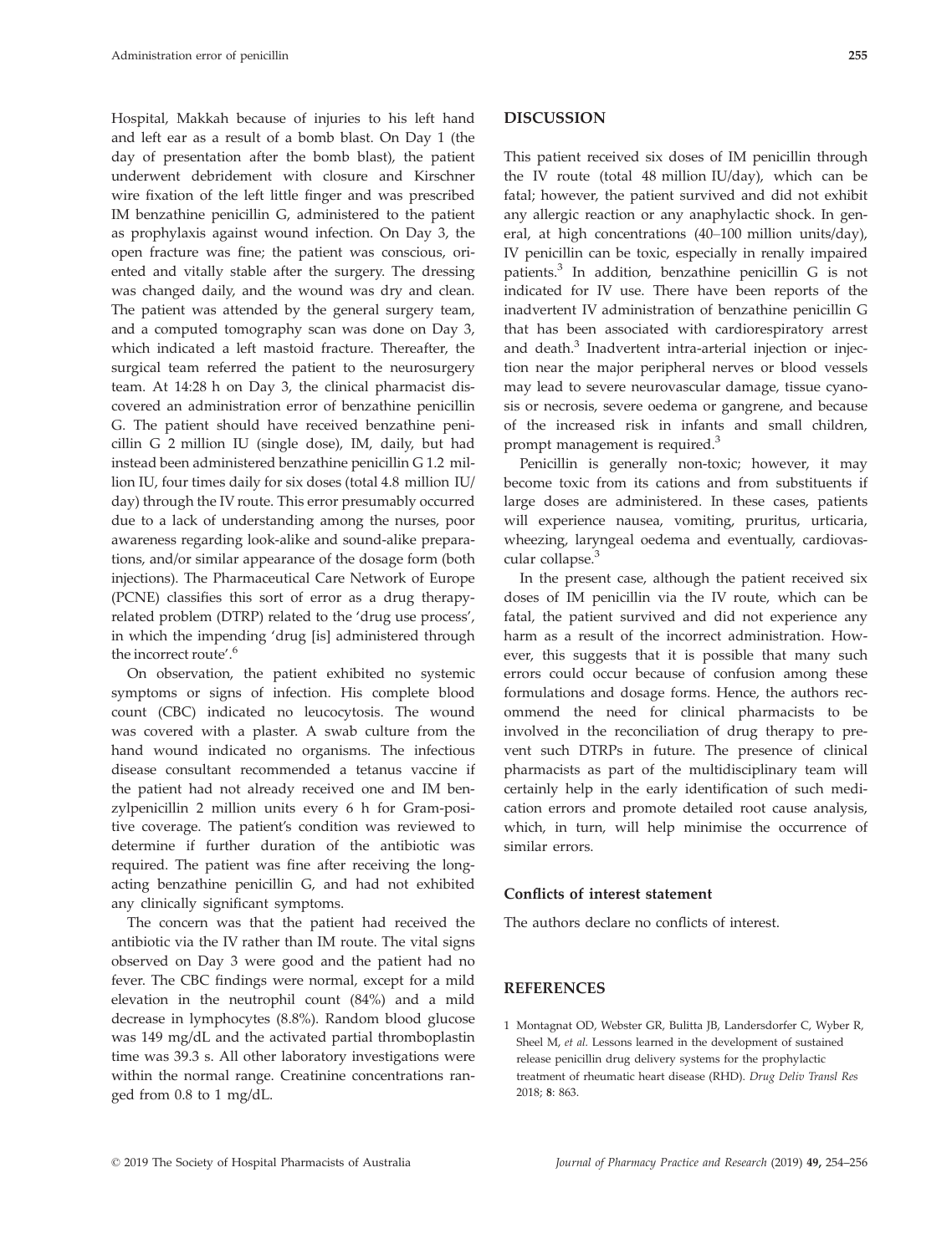Hospital, Makkah because of injuries to his left hand and left ear as a result of a bomb blast. On Day 1 (the day of presentation after the bomb blast), the patient underwent debridement with closure and Kirschner wire fixation of the left little finger and was prescribed IM benzathine penicillin G, administered to the patient as prophylaxis against wound infection. On Day 3, the open fracture was fine; the patient was conscious, oriented and vitally stable after the surgery. The dressing was changed daily, and the wound was dry and clean. The patient was attended by the general surgery team, and a computed tomography scan was done on Day 3, which indicated a left mastoid fracture. Thereafter, the surgical team referred the patient to the neurosurgery team. At 14:28 h on Day 3, the clinical pharmacist discovered an administration error of benzathine penicillin G. The patient should have received benzathine penicillin G 2 million IU (single dose), IM, daily, but had instead been administered benzathine penicillin G 1.2 million IU, four times daily for six doses (total 4.8 million IU/day) through the IV route. This error presumably occurred due to a lack of understanding among the nurses, poor awareness regarding look-alike and sound-alike preparations, and/or similar appearance of the dosage form (both injections). The Pharmaceutical Care Network of Europe (PCNE) classifies this sort of error as a drug therapy-related problem (DTRP) related to the 'drug use process', in which the impending 'drug [is] administered through the incorrect route'.[6]

On observation, the patient exhibited no systemic symptoms or signs of infection. His complete blood count (CBC) indicated no leucocytosis. The wound was covered with a plaster. A swab culture from the hand wound indicated no organisms. The infectious disease consultant recommended a tetanus vaccine if the patient had not already received one and IM benzylpenicillin 2 million units every 6 h for Gram-positive coverage. The patient's condition was reviewed to determine if further duration of the antibiotic was required. The patient was fine after receiving the long-acting benzathine penicillin G, and had not exhibited any clinically significant symptoms.

The concern was that the patient had received the antibiotic via the IV rather than IM route. The vital signs observed on Day 3 were good and the patient had no fever. The CBC findings were normal, except for a mild elevation in the neutrophil count (84%) and a mild decrease in lymphocytes (8.8%). Random blood glucose was 149 mg/dL and the activated partial thromboplastin time was 39.3 s. All other laboratory investigations were within the normal range. Creatinine concentrations ranged from 0.8 to 1 mg/dL.

## DISCUSSION

This patient received six doses of IM penicillin through the IV route (total 48 million IU/day), which can be fatal; however, the patient survived and did not exhibit any allergic reaction or any anaphylactic shock. In general, at high concentrations (40–100 million units/day), IV penicillin can be toxic, especially in renally impaired patients.[3] In addition, benzathine penicillin G is not indicated for IV use. There have been reports of the inadvertent IV administration of benzathine penicillin G that has been associated with cardiorespiratory arrest and death.[3] Inadvertent intra-arterial injection or injection near the major peripheral nerves or blood vessels may lead to severe neurovascular damage, tissue cyanosis or necrosis, severe oedema or gangrene, and because of the increased risk in infants and small children, prompt management is required.[3]

Penicillin is generally non-toxic; however, it may become toxic from its cations and from substituents if large doses are administered. In these cases, patients will experience nausea, vomiting, pruritus, urticaria, wheezing, laryngeal oedema and eventually, cardiovascular collapse.[3]

In the present case, although the patient received six doses of IM penicillin via the IV route, which can be fatal, the patient survived and did not experience any harm as a result of the incorrect administration. However, this suggests that it is possible that many such errors could occur because of confusion among these formulations and dosage forms. Hence, the authors recommend the need for clinical pharmacists to be involved in the reconciliation of drug therapy to prevent such DTRPs in future. The presence of clinical pharmacists as part of the multidisciplinary team will certainly help in the early identification of such medication errors and promote detailed root cause analysis, which, in turn, will help minimise the occurrence of similar errors.

### Conflicts of interest statement

The authors declare no conflicts of interest.

## REFERENCES

1. Montagnat OD, Webster GR, Bulitta JB, Landersdorfer C, Wyber R, Sheel M, *et al.* Lessons learned in the development of sustained release penicillin drug delivery systems for the prophylactic treatment of rheumatic heart disease (RHD). *Drug Deliv Transl Res* 2018; **8**: 863.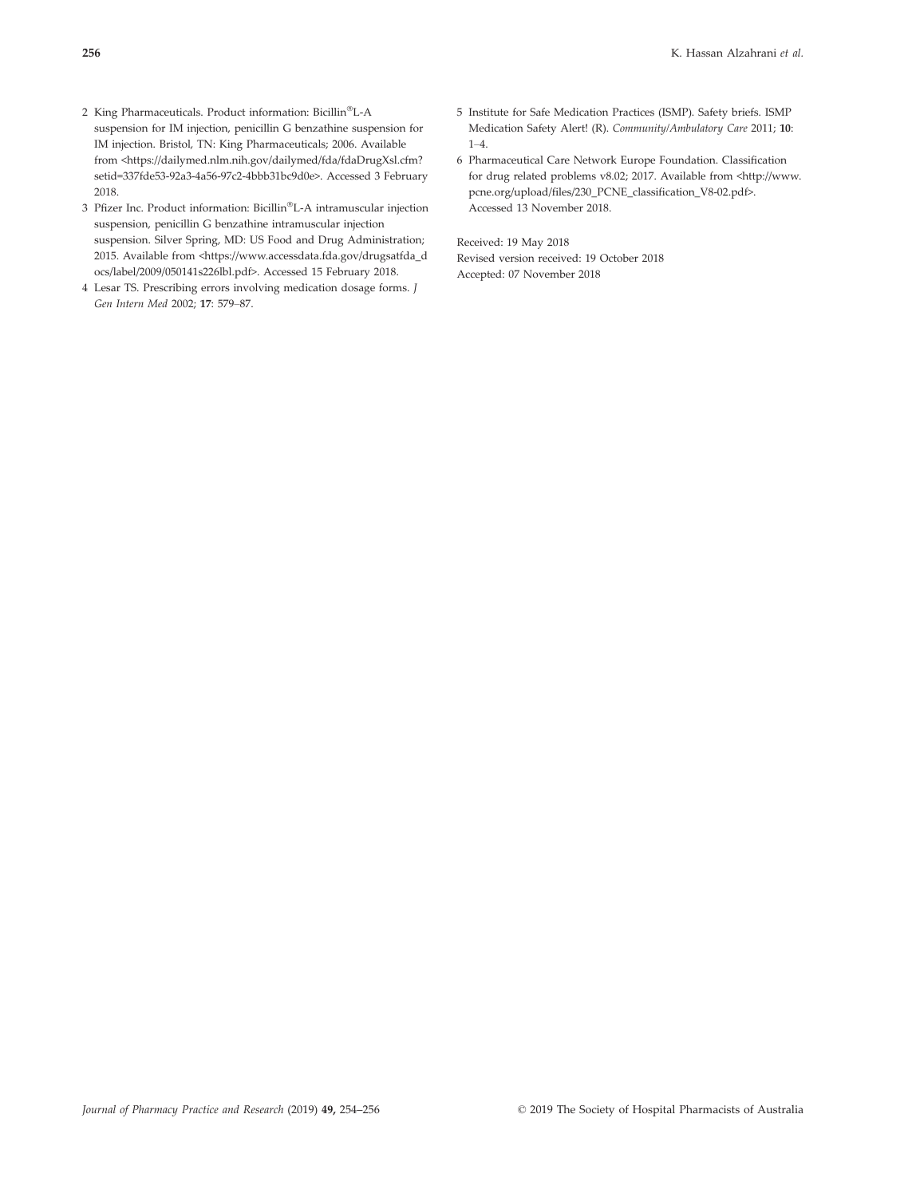2 King Pharmaceuticals. Product information: Bicillin®L-A suspension for IM injection, penicillin G benzathine suspension for IM injection. Bristol, TN: King Pharmaceuticals; 2006. Available from <https://dailymed.nlm.nih.gov/dailymed/fda/fdaDrugXsl.cfm?setid=337fde53-92a3-4a56-97c2-4bbb31bc9d0e>. Accessed 3 February 2018.

3 Pfizer Inc. Product information: Bicillin®L-A intramuscular injection suspension, penicillin G benzathine intramuscular injection suspension. Silver Spring, MD: US Food and Drug Administration; 2015. Available from <https://www.accessdata.fda.gov/drugsatfda_docs/label/2009/050141s226lbl.pdf>. Accessed 15 February 2018.

4 Lesar TS. Prescribing errors involving medication dosage forms. *J Gen Intern Med* 2002; **17**: 579–87.

5 Institute for Safe Medication Practices (ISMP). Safety briefs. ISMP Medication Safety Alert! (R). *Community/Ambulatory Care* 2011; **10**: 1–4.

6 Pharmaceutical Care Network Europe Foundation. Classification for drug related problems v8.02; 2017. Available from <http://www.pcne.org/upload/files/230_PCNE_classification_V8-02.pdf>. Accessed 13 November 2018.

Received: 19 May 2018
Revised version received: 19 October 2018
Accepted: 07 November 2018